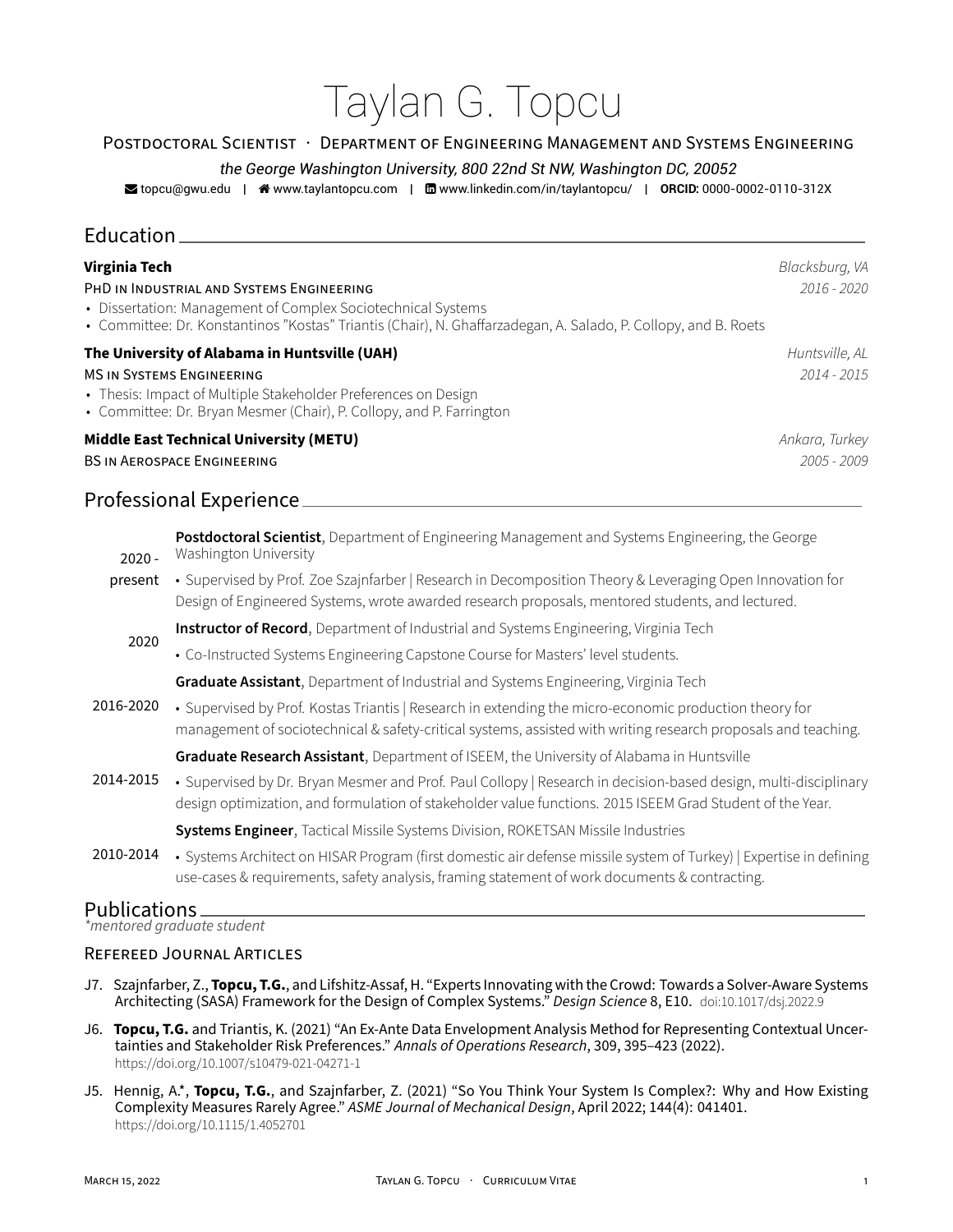# Taylan G. Topcu

Postdoctoral Scientist · Department of Engineering Management and Systems Engineering

*the George Washington University, 800 22nd St NW, Washington DC, 20052*

topcu@gwu.edu | www.taylantopcu.com | www.linkedin.com/in/taylantopcu/ | **ORCID:** 0000-0002-0110-312X

## Education

**Virginia Tech** — *Blacksburg, VA*

PhD in Industrial and Systems Engineering — *2016 - 2020*

- Dissertation: Management of Complex Sociotechnical Systems
- Committee: Dr. Konstantinos "Kostas" Triantis (Chair), N. Ghaffarzadegan, A. Salado, P. Collopy, and B. Roets

**The University of Alabama in Huntsville (UAH)** — *Huntsville, AL*

MS in Systems Engineering — *2014 - 2015*

- Thesis: Impact of Multiple Stakeholder Preferences on Design
- Committee: Dr. Bryan Mesmer (Chair), P. Collopy, and P. Farrington

**Middle East Technical University (METU)** — *Ankara, Turkey*

BS in Aerospace Engineering — *2005 - 2009*

## Professional Experience

**2020 - present**
**Postdoctoral Scientist**, Department of Engineering Management and Systems Engineering, the George Washington University
- Supervised by Prof. Zoe Szajnfarber | Research in Decomposition Theory & Leveraging Open Innovation for Design of Engineered Systems, wrote awarded research proposals, mentored students, and lectured.

**2020**
**Instructor of Record**, Department of Industrial and Systems Engineering, Virginia Tech
- Co-Instructed Systems Engineering Capstone Course for Masters' level students.

**2016-2020**
**Graduate Assistant**, Department of Industrial and Systems Engineering, Virginia Tech
- Supervised by Prof. Kostas Triantis | Research in extending the micro-economic production theory for management of sociotechnical & safety-critical systems, assisted with writing research proposals and teaching.

**2014-2015**
**Graduate Research Assistant**, Department of ISEEM, the University of Alabama in Huntsville
- Supervised by Dr. Bryan Mesmer and Prof. Paul Collopy | Research in decision-based design, multi-disciplinary design optimization, and formulation of stakeholder value functions. 2015 ISEEM Grad Student of the Year.

**2010-2014**
**Systems Engineer**, Tactical Missile Systems Division, ROKETSAN Missile Industries
- Systems Architect on HISAR Program (first domestic air defense missile system of Turkey) | Expertise in defining use-cases & requirements, safety analysis, framing statement of work documents & contracting.

## Publications

*\*mentored graduate student*

### Refereed Journal Articles

J7. Szajnfarber, Z., **Topcu, T.G.**, and Lifshitz-Assaf, H. "Experts Innovating with the Crowd: Towards a Solver-Aware Systems Architecting (SASA) Framework for the Design of Complex Systems." *Design Science* 8, E10. doi:10.1017/dsj.2022.9

J6. **Topcu, T.G.** and Triantis, K. (2021) "An Ex-Ante Data Envelopment Analysis Method for Representing Contextual Uncertainties and Stakeholder Risk Preferences." *Annals of Operations Research*, 309, 395–423 (2022). https://doi.org/10.1007/s10479-021-04271-1

J5. Hennig, A.*, **Topcu, T.G.**, and Szajnfarber, Z. (2021) "So You Think Your System Is Complex?: Why and How Existing Complexity Measures Rarely Agree." *ASME Journal of Mechanical Design*, April 2022; 144(4): 041401. https://doi.org/10.1115/1.4052701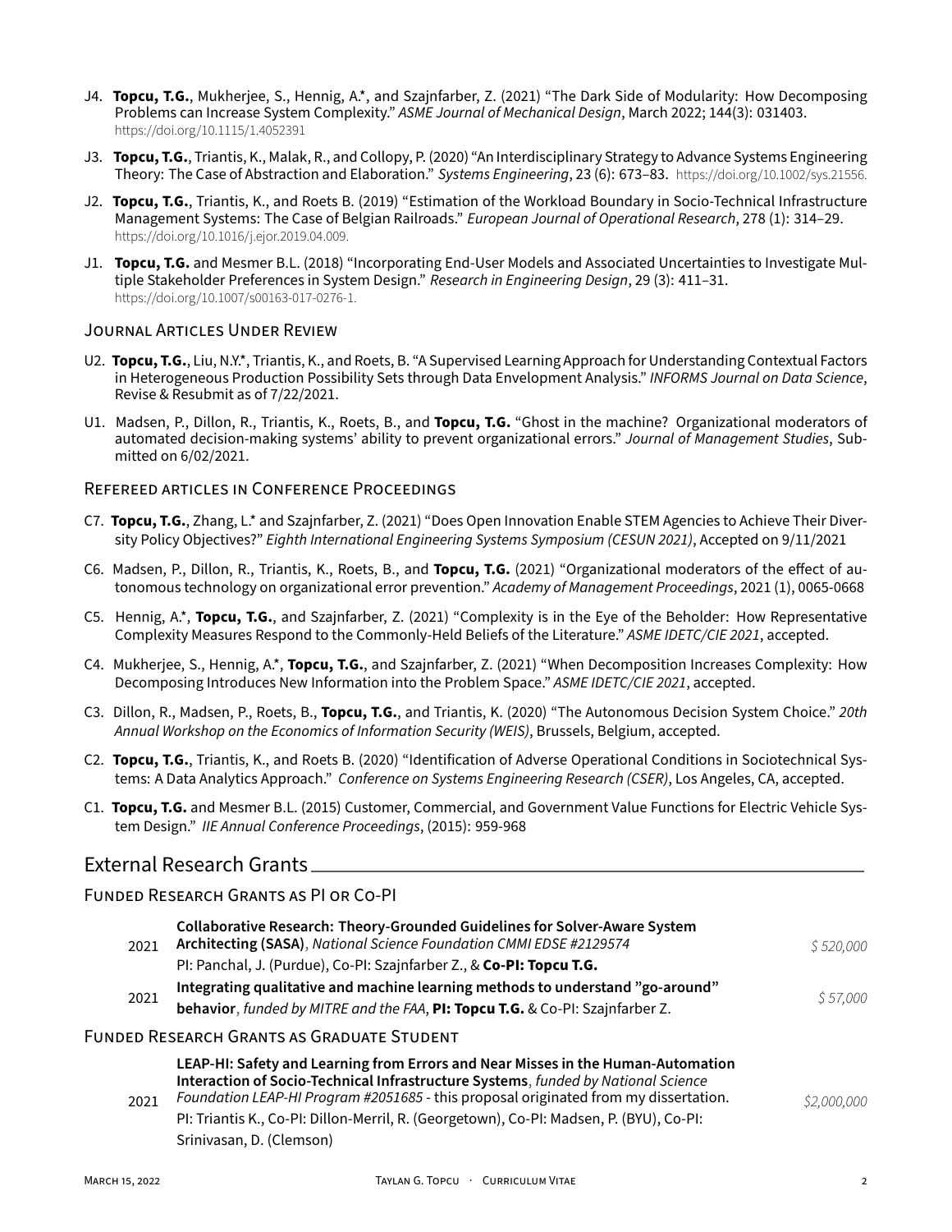J4. **Topcu, T.G.**, Mukherjee, S., Hennig, A.*, and Szajnfarber, Z. (2021) "The Dark Side of Modularity: How Decomposing Problems can Increase System Complexity." *ASME Journal of Mechanical Design*, March 2022; 144(3): 031403. https://doi.org/10.1115/1.4052391

J3. **Topcu, T.G.**, Triantis, K., Malak, R., and Collopy, P. (2020) "An Interdisciplinary Strategy to Advance Systems Engineering Theory: The Case of Abstraction and Elaboration." *Systems Engineering*, 23 (6): 673–83. https://doi.org/10.1002/sys.21556.

J2. **Topcu, T.G.**, Triantis, K., and Roets B. (2019) "Estimation of the Workload Boundary in Socio-Technical Infrastructure Management Systems: The Case of Belgian Railroads." *European Journal of Operational Research*, 278 (1): 314–29. https://doi.org/10.1016/j.ejor.2019.04.009.

J1. **Topcu, T.G.** and Mesmer B.L. (2018) "Incorporating End-User Models and Associated Uncertainties to Investigate Multiple Stakeholder Preferences in System Design." *Research in Engineering Design*, 29 (3): 411–31. https://doi.org/10.1007/s00163-017-0276-1.

### Journal Articles Under Review

U2. **Topcu, T.G.**, Liu, N.Y.*, Triantis, K., and Roets, B. "A Supervised Learning Approach for Understanding Contextual Factors in Heterogeneous Production Possibility Sets through Data Envelopment Analysis." *INFORMS Journal on Data Science*, Revise & Resubmit as of 7/22/2021.

U1. Madsen, P., Dillon, R., Triantis, K., Roets, B., and **Topcu, T.G.** "Ghost in the machine? Organizational moderators of automated decision-making systems' ability to prevent organizational errors." *Journal of Management Studies*, Submitted on 6/02/2021.

### Refereed articles in Conference Proceedings

C7. **Topcu, T.G.**, Zhang, L.* and Szajnfarber, Z. (2021) "Does Open Innovation Enable STEM Agencies to Achieve Their Diversity Policy Objectives?" *Eighth International Engineering Systems Symposium (CESUN 2021)*, Accepted on 9/11/2021

C6. Madsen, P., Dillon, R., Triantis, K., Roets, B., and **Topcu, T.G.** (2021) "Organizational moderators of the effect of autonomous technology on organizational error prevention." *Academy of Management Proceedings*, 2021 (1), 0065-0668

C5. Hennig, A.*, **Topcu, T.G.**, and Szajnfarber, Z. (2021) "Complexity is in the Eye of the Beholder: How Representative Complexity Measures Respond to the Commonly-Held Beliefs of the Literature." *ASME IDETC/CIE 2021*, accepted.

C4. Mukherjee, S., Hennig, A.*, **Topcu, T.G.**, and Szajnfarber, Z. (2021) "When Decomposition Increases Complexity: How Decomposing Introduces New Information into the Problem Space." *ASME IDETC/CIE 2021*, accepted.

C3. Dillon, R., Madsen, P., Roets, B., **Topcu, T.G.**, and Triantis, K. (2020) "The Autonomous Decision System Choice." *20th Annual Workshop on the Economics of Information Security (WEIS)*, Brussels, Belgium, accepted.

C2. **Topcu, T.G.**, Triantis, K., and Roets B. (2020) "Identification of Adverse Operational Conditions in Sociotechnical Systems: A Data Analytics Approach." *Conference on Systems Engineering Research (CSER)*, Los Angeles, CA, accepted.

C1. **Topcu, T.G.** and Mesmer B.L. (2015) Customer, Commercial, and Government Value Functions for Electric Vehicle System Design." *IIE Annual Conference Proceedings*, (2015): 959-968

## External Research Grants

### Funded Research Grants as PI or Co-PI

2021 — **Collaborative Research: Theory-Grounded Guidelines for Solver-Aware System Architecting (SASA)**, *National Science Foundation CMMI EDSE #2129574* — *$ 520,000*
PI: Panchal, J. (Purdue), Co-PI: Szajnfarber Z., & **Co-PI: Topcu T.G.**

2021 — **Integrating qualitative and machine learning methods to understand "go-around" behavior**, *funded by MITRE and the FAA*, **PI: Topcu T.G.** & Co-PI: Szajnfarber Z. — *$ 57,000*

### Funded Research Grants as Graduate Student

2021 — **LEAP-HI: Safety and Learning from Errors and Near Misses in the Human-Automation Interaction of Socio-Technical Infrastructure Systems**, *funded by National Science Foundation LEAP-HI Program #2051685* - this proposal originated from my dissertation. — *$2,000,000*
PI: Triantis K., Co-PI: Dillon-Merril, R. (Georgetown), Co-PI: Madsen, P. (BYU), Co-PI: Srinivasan, D. (Clemson)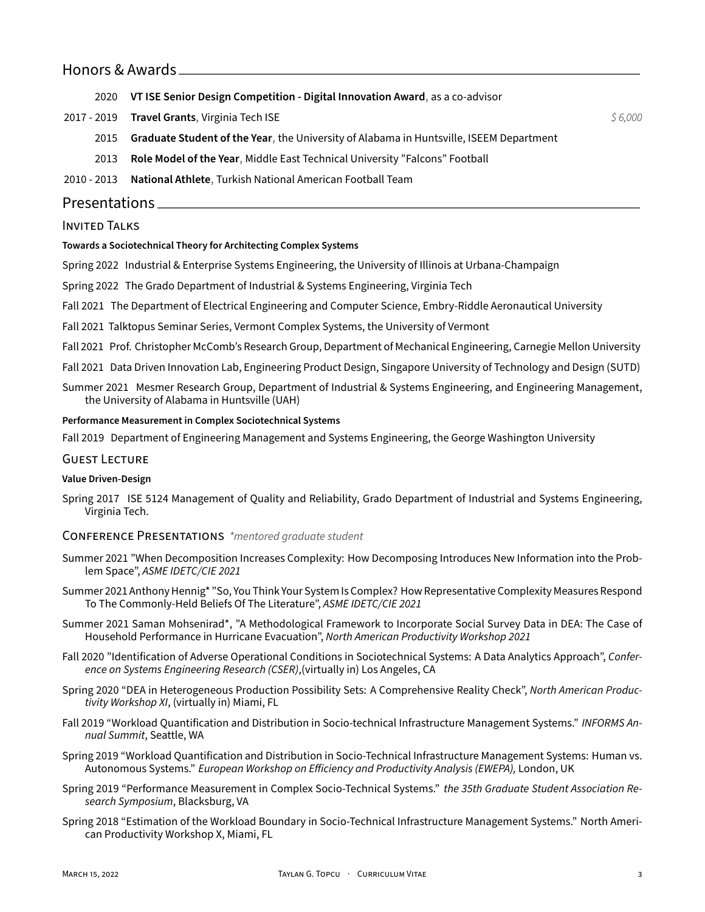## Honors & Awards

2020 **VT ISE Senior Design Competition - Digital Innovation Award**, as a co-advisor

2017 - 2019 **Travel Grants**, Virginia Tech ISE *$ 6,000*

2015 **Graduate Student of the Year**, the University of Alabama in Huntsville, ISEEM Department

2013 **Role Model of the Year**, Middle East Technical University ”Falcons” Football

2010 - 2013 **National Athlete**, Turkish National American Football Team

## Presentations

### Invited Talks

**Towards a Sociotechnical Theory for Architecting Complex Systems**

Spring 2022 Industrial & Enterprise Systems Engineering, the University of Illinois at Urbana-Champaign

Spring 2022 The Grado Department of Industrial & Systems Engineering, Virginia Tech

Fall 2021 The Department of Electrical Engineering and Computer Science, Embry-Riddle Aeronautical University

Fall 2021 Talktopus Seminar Series, Vermont Complex Systems, the University of Vermont

Fall 2021 Prof. Christopher McComb's Research Group, Department of Mechanical Engineering, Carnegie Mellon University

Fall 2021 Data Driven Innovation Lab, Engineering Product Design, Singapore University of Technology and Design (SUTD)

Summer 2021 Mesmer Research Group, Department of Industrial & Systems Engineering, and Engineering Management, the University of Alabama in Huntsville (UAH)

**Performance Measurement in Complex Sociotechnical Systems**

Fall 2019 Department of Engineering Management and Systems Engineering, the George Washington University

### Guest Lecture

**Value Driven-Design**

Spring 2017 ISE 5124 Management of Quality and Reliability, Grado Department of Industrial and Systems Engineering, Virginia Tech.

### Conference Presentations *\*mentored graduate student*

Summer 2021 ”When Decomposition Increases Complexity: How Decomposing Introduces New Information into the Problem Space”, *ASME IDETC/CIE 2021*

Summer 2021 Anthony Hennig* ”So, You Think Your System Is Complex? How Representative Complexity Measures Respond To The Commonly-Held Beliefs Of The Literature”, *ASME IDETC/CIE 2021*

Summer 2021 Saman Mohsenirad*, ”A Methodological Framework to Incorporate Social Survey Data in DEA: The Case of Household Performance in Hurricane Evacuation”, *North American Productivity Workshop 2021*

Fall 2020 ”Identification of Adverse Operational Conditions in Sociotechnical Systems: A Data Analytics Approach”, *Conference on Systems Engineering Research (CSER)*,(virtually in) Los Angeles, CA

Spring 2020 “DEA in Heterogeneous Production Possibility Sets: A Comprehensive Reality Check”, *North American Productivity Workshop XI*, (virtually in) Miami, FL

Fall 2019 “Workload Quantification and Distribution in Socio-technical Infrastructure Management Systems.” *INFORMS Annual Summit*, Seattle, WA

Spring 2019 “Workload Quantification and Distribution in Socio-Technical Infrastructure Management Systems: Human vs. Autonomous Systems.” *European Workshop on Efficiency and Productivity Analysis (EWEPA),* London, UK

Spring 2019 “Performance Measurement in Complex Socio-Technical Systems.” *the 35th Graduate Student Association Research Symposium*, Blacksburg, VA

Spring 2018 “Estimation of the Workload Boundary in Socio-Technical Infrastructure Management Systems.” North American Productivity Workshop X, Miami, FL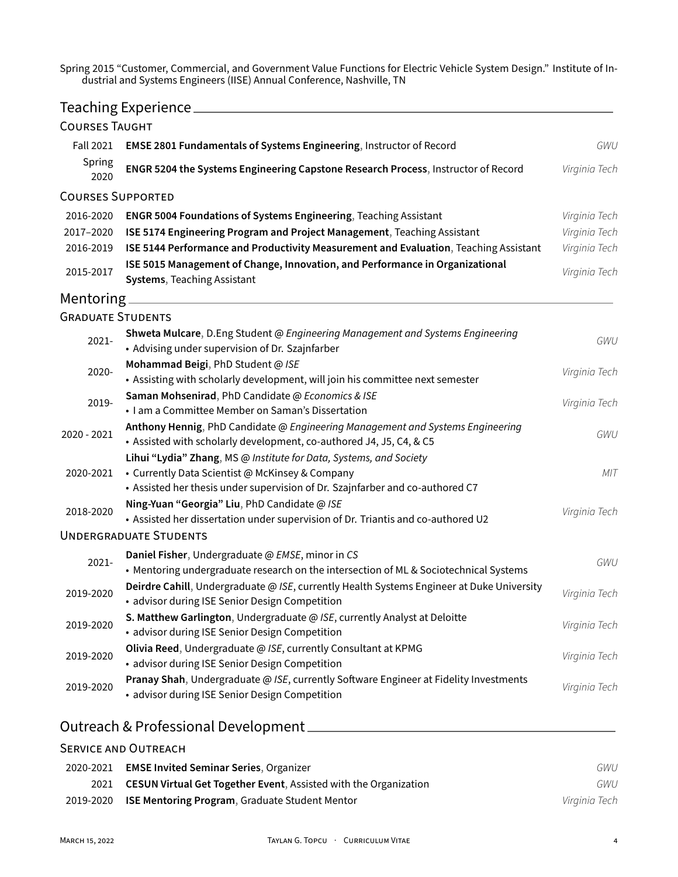Spring 2015 "Customer, Commercial, and Government Value Functions for Electric Vehicle System Design." Institute of Industrial and Systems Engineers (IISE) Annual Conference, Nashville, TN

## Teaching Experience

### Courses Taught

| | | |
|---|---|---|
| Fall 2021 | **EMSE 2801 Fundamentals of Systems Engineering**, Instructor of Record | *GWU* |
| Spring 2020 | **ENGR 5204 the Systems Engineering Capstone Research Process**, Instructor of Record | *Virginia Tech* |

### Courses Supported

| | | |
|---|---|---|
| 2016-2020 | **ENGR 5004 Foundations of Systems Engineering**, Teaching Assistant | *Virginia Tech* |
| 2017–2020 | **ISE 5174 Engineering Program and Project Management**, Teaching Assistant | *Virginia Tech* |
| 2016-2019 | **ISE 5144 Performance and Productivity Measurement and Evaluation**, Teaching Assistant | *Virginia Tech* |
| 2015-2017 | **ISE 5015 Management of Change, Innovation, and Performance in Organizational Systems**, Teaching Assistant | *Virginia Tech* |

## Mentoring

### Graduate Students

**2021-** — **Shweta Mulcare**, D.Eng Student @ *Engineering Management and Systems Engineering* — *GWU*
- Advising under supervision of Dr. Szajnfarber

**2020-** — **Mohammad Beigi**, PhD Student @ *ISE* — *Virginia Tech*
- Assisting with scholarly development, will join his committee next semester

**2019-** — **Saman Mohsenirad**, PhD Candidate @ *Economics & ISE* — *Virginia Tech*
- I am a Committee Member on Saman's Dissertation

**2020 - 2021** — **Anthony Hennig**, PhD Candidate @ *Engineering Management and Systems Engineering* — *GWU*
- Assisted with scholarly development, co-authored J4, J5, C4, & C5

**2020-2021** — **Lihui "Lydia" Zhang**, MS @ *Institute for Data, Systems, and Society* — *MIT*
- Currently Data Scientist @ McKinsey & Company
- Assisted her thesis under supervision of Dr. Szajnfarber and co-authored C7

**2018-2020** — **Ning-Yuan "Georgia" Liu**, PhD Candidate @ *ISE* — *Virginia Tech*
- Assisted her dissertation under supervision of Dr. Triantis and co-authored U2

### Undergraduate Students

**2021-** — **Daniel Fisher**, Undergraduate @ *EMSE*, minor in *CS* — *GWU*
- Mentoring undergraduate research on the intersection of ML & Sociotechnical Systems

**2019-2020** — **Deirdre Cahill**, Undergraduate @ *ISE*, currently Health Systems Engineer at Duke University — *Virginia Tech*
- advisor during ISE Senior Design Competition

**2019-2020** — **S. Matthew Garlington**, Undergraduate @ *ISE*, currently Analyst at Deloitte — *Virginia Tech*
- advisor during ISE Senior Design Competition

**2019-2020** — **Olivia Reed**, Undergraduate @ *ISE*, currently Consultant at KPMG — *Virginia Tech*
- advisor during ISE Senior Design Competition

**2019-2020** — **Pranay Shah**, Undergraduate @ *ISE*, currently Software Engineer at Fidelity Investments — *Virginia Tech*
- advisor during ISE Senior Design Competition

## Outreach & Professional Development

### Service and Outreach

| | | |
|---|---|---|
| 2020-2021 | **EMSE Invited Seminar Series**, Organizer | *GWU* |
| 2021 | **CESUN Virtual Get Together Event**, Assisted with the Organization | *GWU* |
| 2019-2020 | **ISE Mentoring Program**, Graduate Student Mentor | *Virginia Tech* |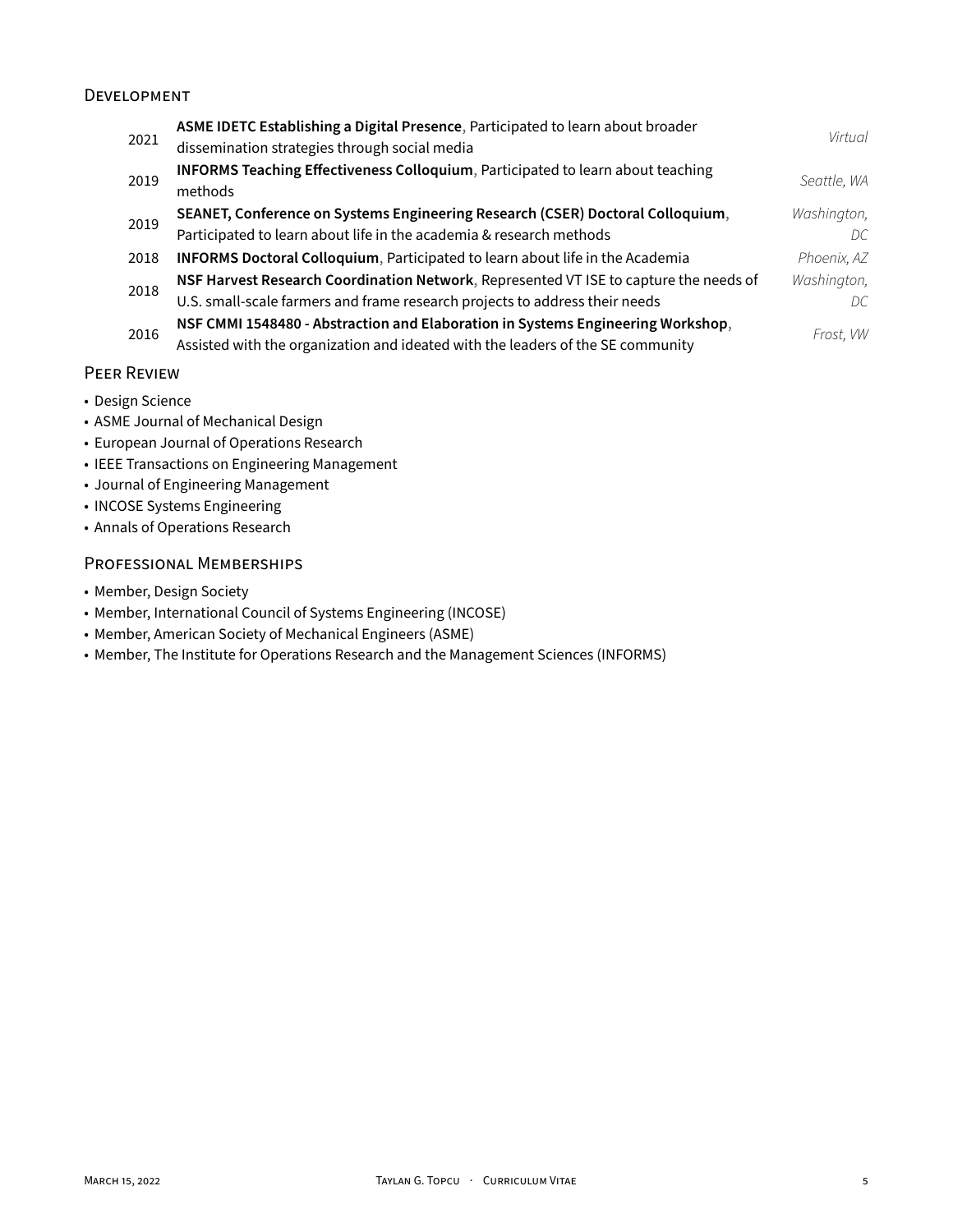## Development

| | | |
|---|---|---|
| 2021 | **ASME IDETC Establishing a Digital Presence**, Participated to learn about broader dissemination strategies through social media | *Virtual* |
| 2019 | **INFORMS Teaching Effectiveness Colloquium**, Participated to learn about teaching methods | *Seattle, WA* |
| 2019 | **SEANET, Conference on Systems Engineering Research (CSER) Doctoral Colloquium**, Participated to learn about life in the academia & research methods | *Washington, DC* |
| 2018 | **INFORMS Doctoral Colloquium**, Participated to learn about life in the Academia | *Phoenix, AZ* |
| 2018 | **NSF Harvest Research Coordination Network**, Represented VT ISE to capture the needs of U.S. small-scale farmers and frame research projects to address their needs | *Washington, DC* |
| 2016 | **NSF CMMI 1548480 - Abstraction and Elaboration in Systems Engineering Workshop**, Assisted with the organization and ideated with the leaders of the SE community | *Frost, VW* |

## Peer Review

- Design Science
- ASME Journal of Mechanical Design
- European Journal of Operations Research
- IEEE Transactions on Engineering Management
- Journal of Engineering Management
- INCOSE Systems Engineering
- Annals of Operations Research

## Professional Memberships

- Member, Design Society
- Member, International Council of Systems Engineering (INCOSE)
- Member, American Society of Mechanical Engineers (ASME)
- Member, The Institute for Operations Research and the Management Sciences (INFORMS)